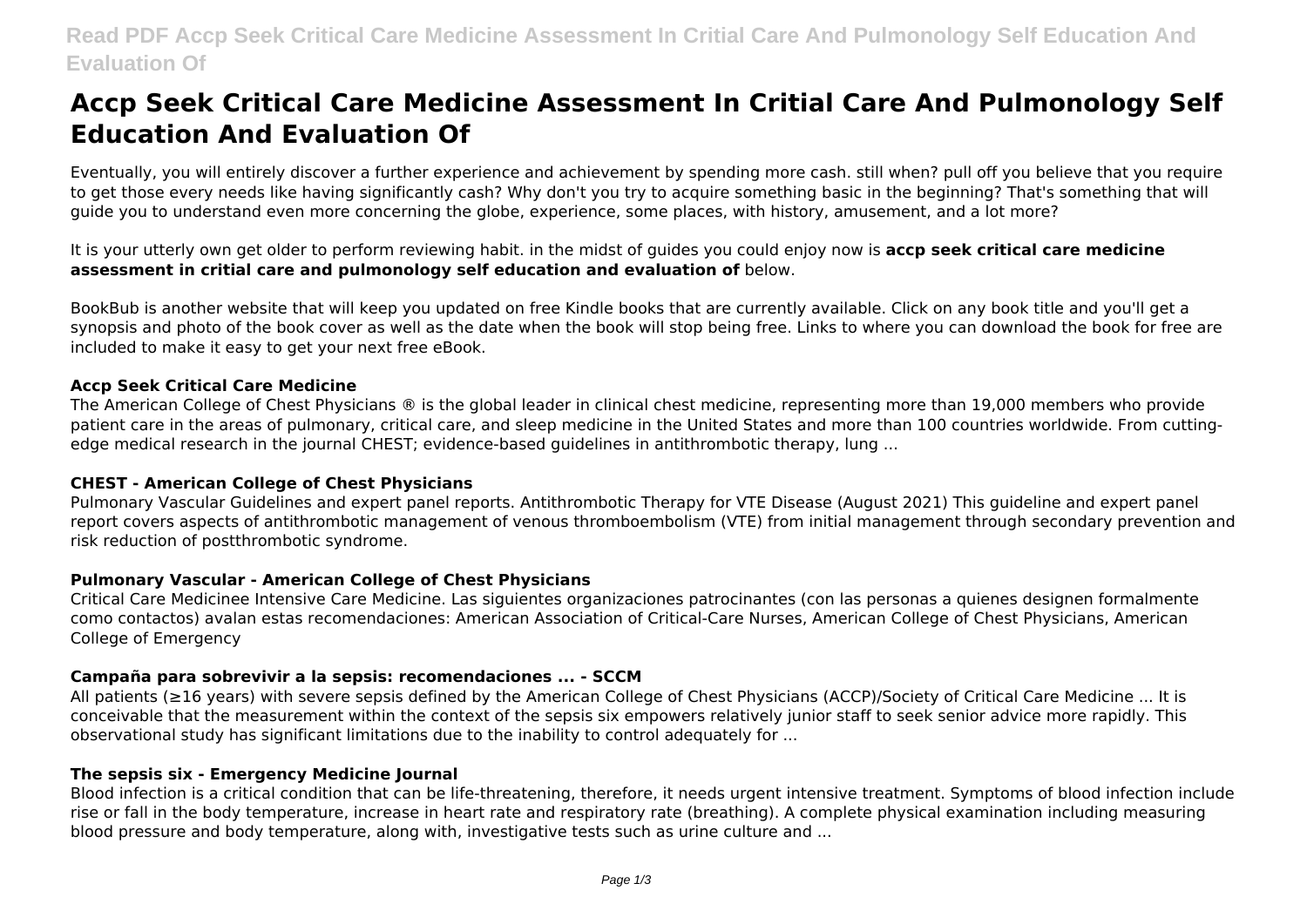# Accp Seek Critical Care Medicine Assessment In Critial Care And Pulmonology Self Education And Evaluation Of

Eventually, you will entirely discover a further experience and achievement by spending more cash. still when? pull off you believe that you require to get those every needs like having significantly cash? Why don't you try to acquire something basic in the beginning? That's something that will guide you to understand even more concerning the globe, experience, some places, with history, amusement, and a lot more?

It is your utterly own get older to perform reviewing habit. in the midst of guides you could enjoy now is **accp seek critical care medicine assessment in critial care and pulmonology self education and evaluation of** below.

BookBub is another website that will keep you updated on free Kindle books that are currently available. Click on any book title and you'll get a synopsis and photo of the book cover as well as the date when the book will stop being free. Links to where you can download the book for free are included to make it easy to get your next free eBook.

### Accp Seek Critical Care Medicine

The American College of Chest Physicians ® is the global leader in clinical chest medicine, representing more than 19,000 members who provide patient care in the areas of pulmonary, critical care, and sleep medicine in the United States and more than 100 countries worldwide. From cutting-edge medical research in the journal CHEST; evidence-based guidelines in antithrombotic therapy, lung ...

### CHEST - American College of Chest Physicians

Pulmonary Vascular Guidelines and expert panel reports. Antithrombotic Therapy for VTE Disease (August 2021) This guideline and expert panel report covers aspects of antithrombotic management of venous thromboembolism (VTE) from initial management through secondary prevention and risk reduction of postthrombotic syndrome.

### Pulmonary Vascular - American College of Chest Physicians

Critical Care Medicinee Intensive Care Medicine. Las siguientes organizaciones patrocinantes (con las personas a quienes designen formalmente como contactos) avalan estas recomendaciones: American Association of Critical-Care Nurses, American College of Chest Physicians, American College of Emergency

### Campaña para sobrevivir a la sepsis: recomendaciones ... - SCCM

All patients (≥16 years) with severe sepsis defined by the American College of Chest Physicians (ACCP)/Society of Critical Care Medicine ... It is conceivable that the measurement within the context of the sepsis six empowers relatively junior staff to seek senior advice more rapidly. This observational study has significant limitations due to the inability to control adequately for ...

### The sepsis six - Emergency Medicine Journal

Blood infection is a critical condition that can be life-threatening, therefore, it needs urgent intensive treatment. Symptoms of blood infection include rise or fall in the body temperature, increase in heart rate and respiratory rate (breathing). A complete physical examination including measuring blood pressure and body temperature, along with, investigative tests such as urine culture and ...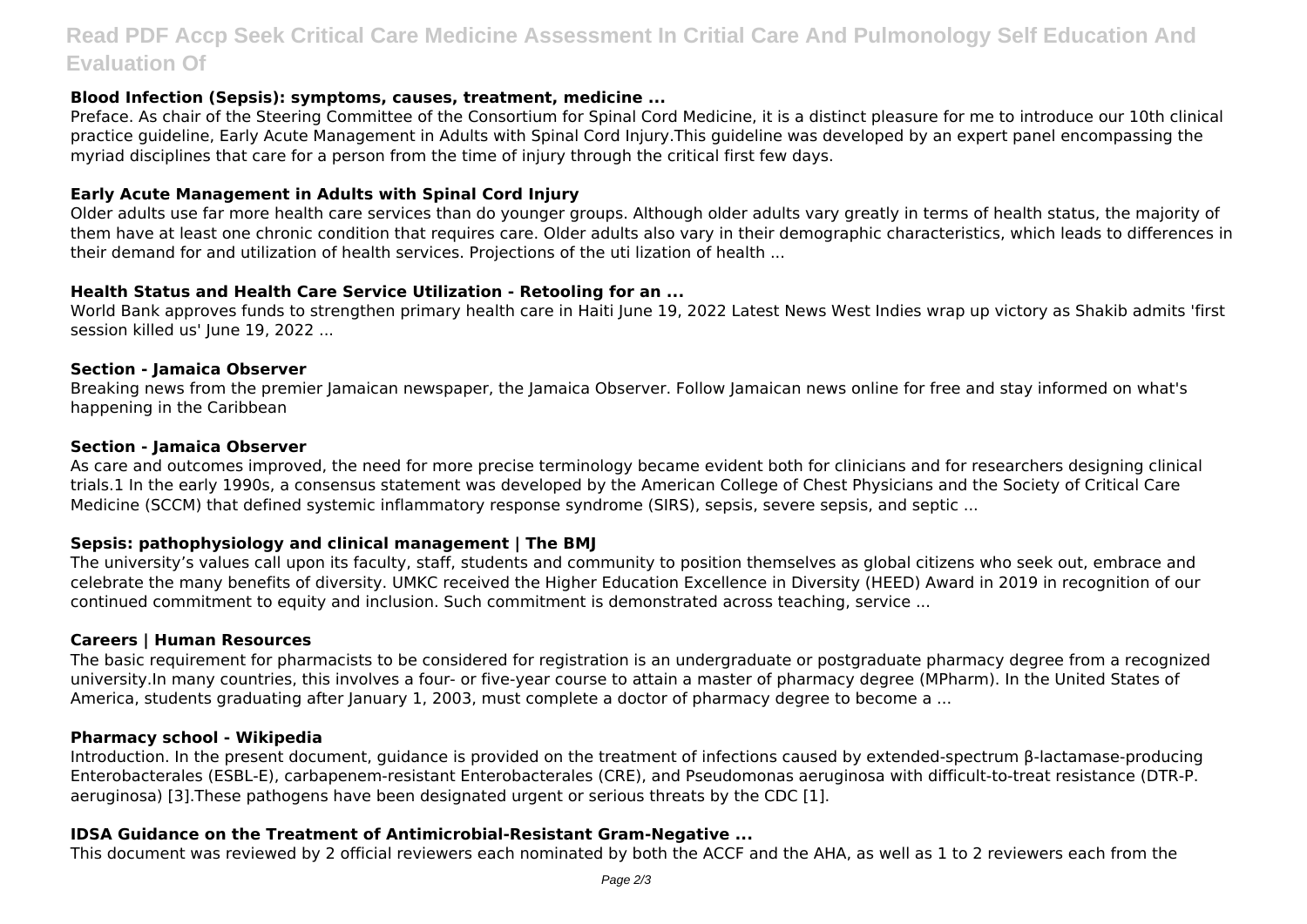### Blood Infection (Sepsis): symptoms, causes, treatment, medicine ...

Preface. As chair of the Steering Committee of the Consortium for Spinal Cord Medicine, it is a distinct pleasure for me to introduce our 10th clinical practice guideline, Early Acute Management in Adults with Spinal Cord Injury.This guideline was developed by an expert panel encompassing the myriad disciplines that care for a person from the time of injury through the critical first few days.

### Early Acute Management in Adults with Spinal Cord Injury

Older adults use far more health care services than do younger groups. Although older adults vary greatly in terms of health status, the majority of them have at least one chronic condition that requires care. Older adults also vary in their demographic characteristics, which leads to differences in their demand for and utilization of health services. Projections of the uti lization of health ...

### Health Status and Health Care Service Utilization - Retooling for an ...

World Bank approves funds to strengthen primary health care in Haiti June 19, 2022 Latest News West Indies wrap up victory as Shakib admits 'first session killed us' June 19, 2022 ...

### Section - Jamaica Observer

Breaking news from the premier Jamaican newspaper, the Jamaica Observer. Follow Jamaican news online for free and stay informed on what's happening in the Caribbean

### Section - Jamaica Observer

As care and outcomes improved, the need for more precise terminology became evident both for clinicians and for researchers designing clinical trials.1 In the early 1990s, a consensus statement was developed by the American College of Chest Physicians and the Society of Critical Care Medicine (SCCM) that defined systemic inflammatory response syndrome (SIRS), sepsis, severe sepsis, and septic ...

### Sepsis: pathophysiology and clinical management | The BMJ

The university's values call upon its faculty, staff, students and community to position themselves as global citizens who seek out, embrace and celebrate the many benefits of diversity. UMKC received the Higher Education Excellence in Diversity (HEED) Award in 2019 in recognition of our continued commitment to equity and inclusion. Such commitment is demonstrated across teaching, service ...

### Careers | Human Resources

The basic requirement for pharmacists to be considered for registration is an undergraduate or postgraduate pharmacy degree from a recognized university.In many countries, this involves a four- or five-year course to attain a master of pharmacy degree (MPharm). In the United States of America, students graduating after January 1, 2003, must complete a doctor of pharmacy degree to become a ...

### Pharmacy school - Wikipedia

Introduction. In the present document, guidance is provided on the treatment of infections caused by extended-spectrum β-lactamase-producing Enterobacterales (ESBL-E), carbapenem-resistant Enterobacterales (CRE), and Pseudomonas aeruginosa with difficult-to-treat resistance (DTR-P. aeruginosa) [3].These pathogens have been designated urgent or serious threats by the CDC [1].

### IDSA Guidance on the Treatment of Antimicrobial-Resistant Gram-Negative ...

This document was reviewed by 2 official reviewers each nominated by both the ACCF and the AHA, as well as 1 to 2 reviewers each from the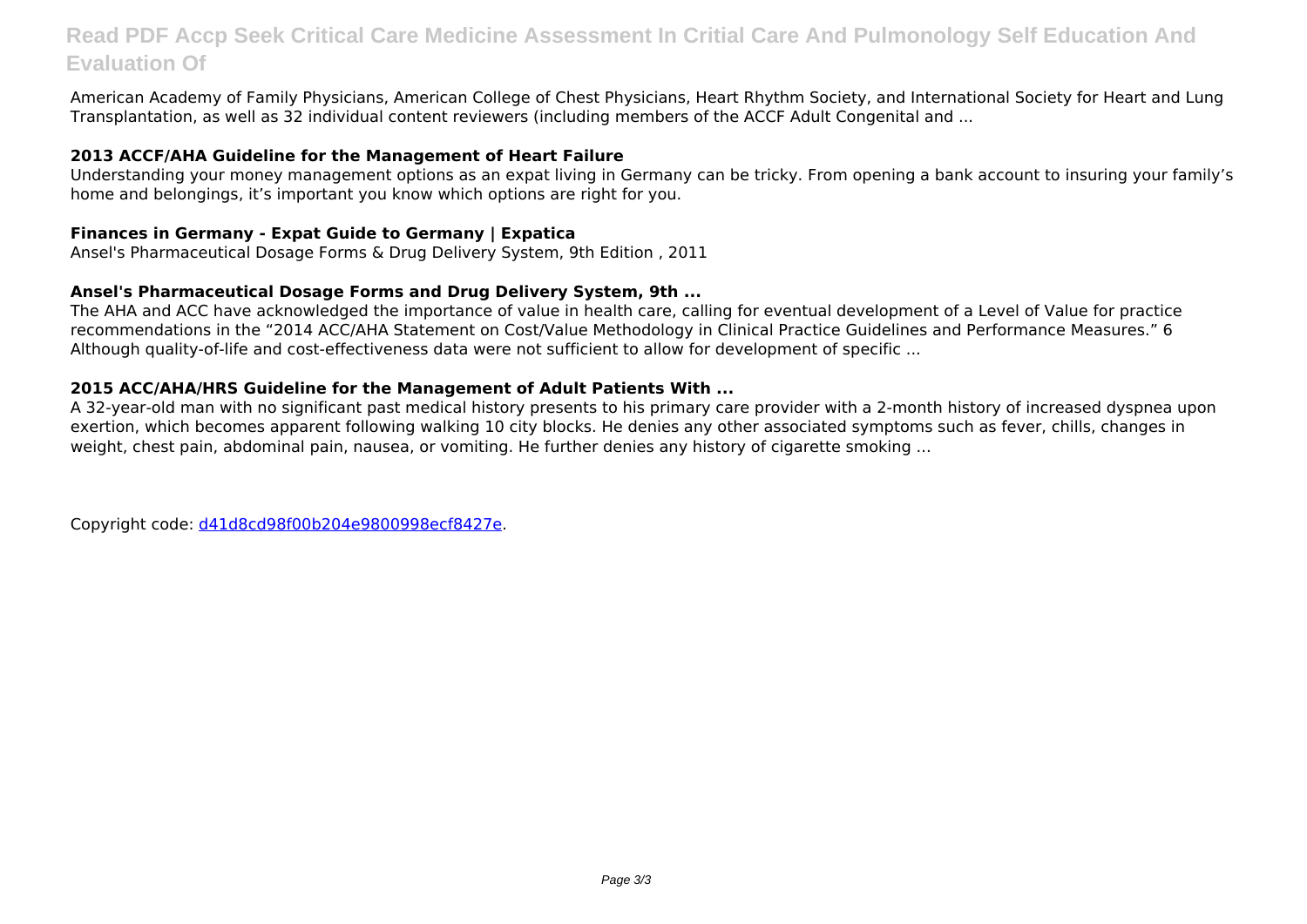American Academy of Family Physicians, American College of Chest Physicians, Heart Rhythm Society, and International Society for Heart and Lung Transplantation, as well as 32 individual content reviewers (including members of the ACCF Adult Congenital and ...

**2013 ACCF/AHA Guideline for the Management of Heart Failure**

Understanding your money management options as an expat living in Germany can be tricky. From opening a bank account to insuring your family's home and belongings, it's important you know which options are right for you.

**Finances in Germany - Expat Guide to Germany | Expatica**

Ansel's Pharmaceutical Dosage Forms & Drug Delivery System, 9th Edition , 2011

**Ansel's Pharmaceutical Dosage Forms and Drug Delivery System, 9th ...**

The AHA and ACC have acknowledged the importance of value in health care, calling for eventual development of a Level of Value for practice recommendations in the "2014 ACC/AHA Statement on Cost/Value Methodology in Clinical Practice Guidelines and Performance Measures." 6 Although quality-of-life and cost-effectiveness data were not sufficient to allow for development of specific ...

**2015 ACC/AHA/HRS Guideline for the Management of Adult Patients With ...**

A 32-year-old man with no significant past medical history presents to his primary care provider with a 2-month history of increased dyspnea upon exertion, which becomes apparent following walking 10 city blocks. He denies any other associated symptoms such as fever, chills, changes in weight, chest pain, abdominal pain, nausea, or vomiting. He further denies any history of cigarette smoking ...

Copyright code: d41d8cd98f00b204e9800998ecf8427e.